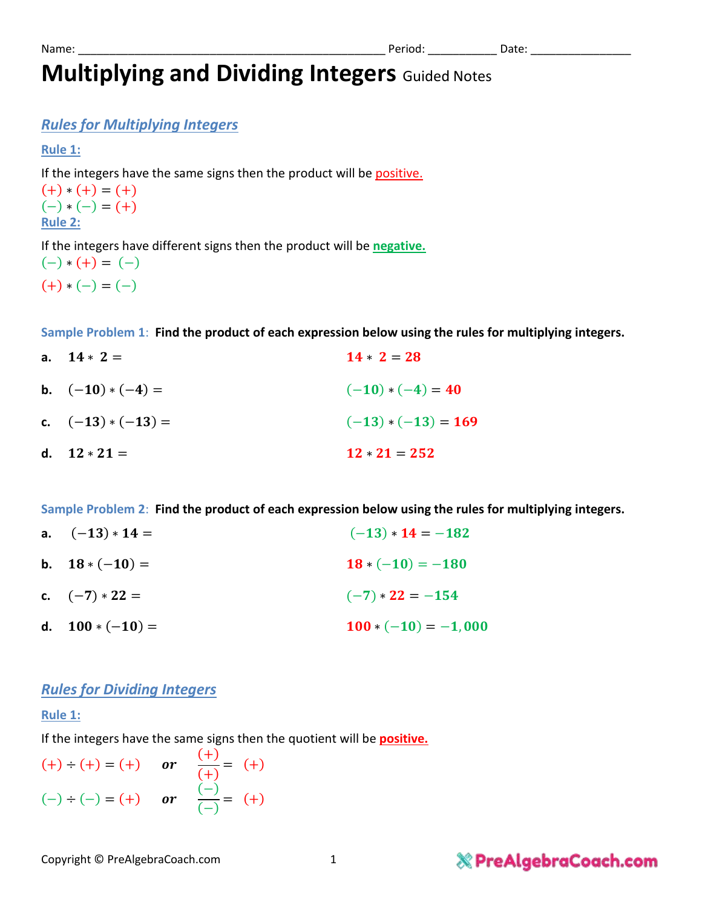Name: _______________________________________________ Period: __________ Date: _______________

# Multiplying and Dividing Integers Guided Notes

## *Rules for Multiplying Integers*

**Rule 1:**

If the integers have the same signs then the product will be positive.

$(+) * (+) = (+)$

$(-) * (-) = (+)$

**Rule 2:**

If the integers have different signs then the product will be **negative.**

$(-) * (+) = (-)$

$(+) * (-) = (-)$

**Sample Problem 1**: **Find the product of each expression below using the rules for multiplying integers.**

a. $14 * 2 =$ $\qquad$ $14 * 2 = 28$

b. $(-10) * (-4) =$ $\qquad$ $(-10) * (-4) = 40$

c. $(-13) * (-13) =$ $\qquad$ $(-13) * (-13) = 169$

d. $12 * 21 =$ $\qquad$ $12 * 21 = 252$

**Sample Problem 2**: **Find the product of each expression below using the rules for multiplying integers.**

a. $(-13) * 14 =$ $\qquad$ $(-13) * 14 = -182$

b. $18 * (-10) =$ $\qquad$ $18 * (-10) = -180$

c. $(-7) * 22 =$ $\qquad$ $(-7) * 22 = -154$

d. $100 * (-10) =$ $\qquad$ $100 * (-10) = -1,000$

## *Rules for Dividing Integers*

**Rule 1:**

If the integers have the same signs then the quotient will be **positive.**

$(+) \div (+) = (+)$ *or* $\frac{(+)}{(+)} = (+)$

$(-) \div (-) = (+)$ *or* $\frac{(-)}{(-)} = (+)$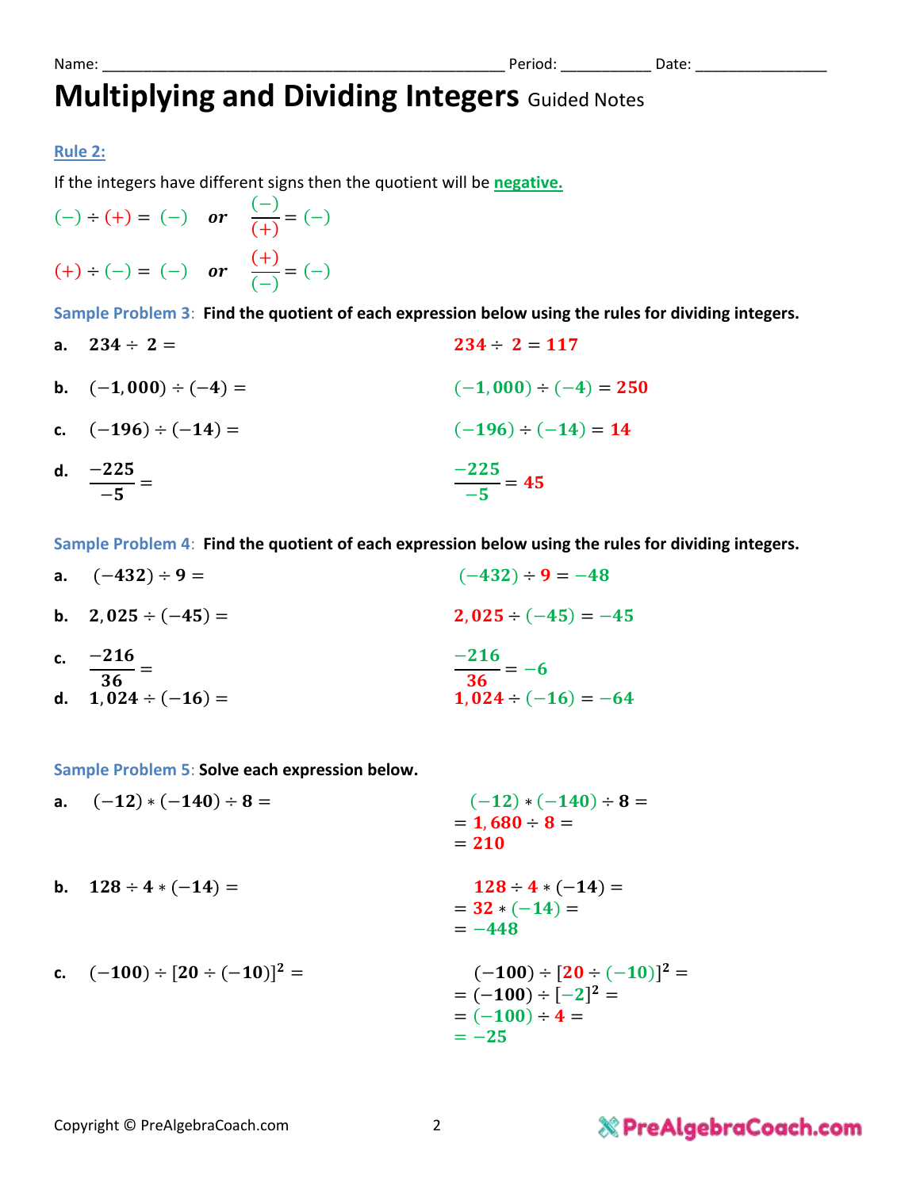Name: ______________________________________________ Period: __________ Date: _______________

# Multiplying and Dividing Integers Guided Notes

**Rule 2:**

If the integers have different signs then the quotient will be **negative.**

$(-) \div (+) = (-)$ *or* $\frac{(-)}{(+)} = (-)$

$(+) \div (-) = (-)$ *or* $\frac{(+)}{(-)} = (-)$

**Sample Problem 3:** **Find the quotient of each expression below using the rules for dividing integers.**

a. $234 \div 2 =$ $\quad\quad$ $234 \div 2 = 117$

b. $(-1{,}000) \div (-4) =$ $\quad\quad$ $(-1{,}000) \div (-4) = 250$

c. $(-196) \div (-14) =$ $\quad\quad$ $(-196) \div (-14) = 14$

d. $\frac{-225}{-5} =$ $\quad\quad$ $\frac{-225}{-5} = 45$

**Sample Problem 4:** **Find the quotient of each expression below using the rules for dividing integers.**

a. $(-432) \div 9 =$ $\quad\quad$ $(-432) \div 9 = -48$

b. $2{,}025 \div (-45) =$ $\quad\quad$ $2{,}025 \div (-45) = -45$

c. $\frac{-216}{36} =$ $\quad\quad$ $\frac{-216}{36} = -6$

d. $1{,}024 \div (-16) =$ $\quad\quad$ $1{,}024 \div (-16) = -64$

**Sample Problem 5:** **Solve each expression below.**

a. $(-12) * (-140) \div 8 =$

$$(-12) * (-140) \div 8 =$$
$$= 1{,}680 \div 8 =$$
$$= 210$$

b. $128 \div 4 * (-14) =$

$$128 \div 4 * (-14) =$$
$$= 32 * (-14) =$$
$$= -448$$

c. $(-100) \div [20 \div (-10)]^2 =$

$$(-100) \div [20 \div (-10)]^2 =$$
$$= (-100) \div [-2]^2 =$$
$$= (-100) \div 4 =$$
$$= -25$$

Copyright © PreAlgebraCoach.com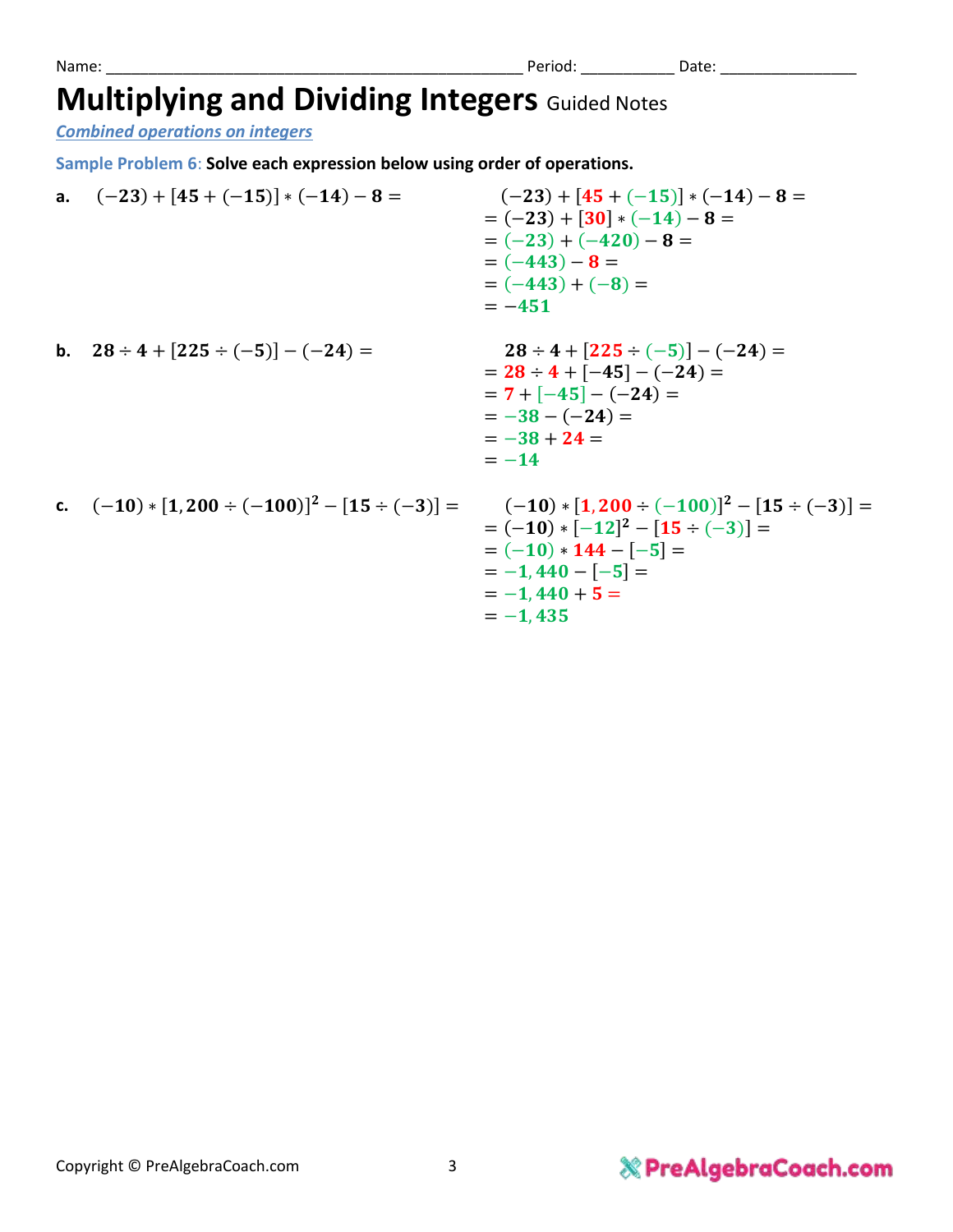Name: _______________________________________________ Period: __________ Date: _______________

# Multiplying and Dividing Integers Guided Notes

***Combined operations on integers***

**Sample Problem 6: Solve each expression below using order of operations.**

**a.** $(-23) + [45 + (-15)] * (-14) - 8 =$

$$
\begin{aligned}
& (-23) + [45 + (-15)] * (-14) - 8 = \\
&= (-23) + [30] * (-14) - 8 = \\
&= (-23) + (-420) - 8 = \\
&= (-443) - 8 = \\
&= (-443) + (-8) = \\
&= -451
\end{aligned}
$$

**b.** $28 \div 4 + [225 \div (-5)] - (-24) =$

$$
\begin{aligned}
& 28 \div 4 + [225 \div (-5)] - (-24) = \\
&= 28 \div 4 + [-45] - (-24) = \\
&= 7 + [-45] - (-24) = \\
&= -38 - (-24) = \\
&= -38 + 24 = \\
&= -14
\end{aligned}
$$

**c.** $(-10) * [1{,}200 \div (-100)]^2 - [15 \div (-3)] =$

$$
\begin{aligned}
& (-10) * [1{,}200 \div (-100)]^2 - [15 \div (-3)] = \\
&= (-10) * [-12]^2 - [15 \div (-3)] = \\
&= (-10) * 144 - [-5] = \\
&= -1{,}440 - [-5] = \\
&= -1{,}440 + 5 = \\
&= -1{,}435
\end{aligned}
$$